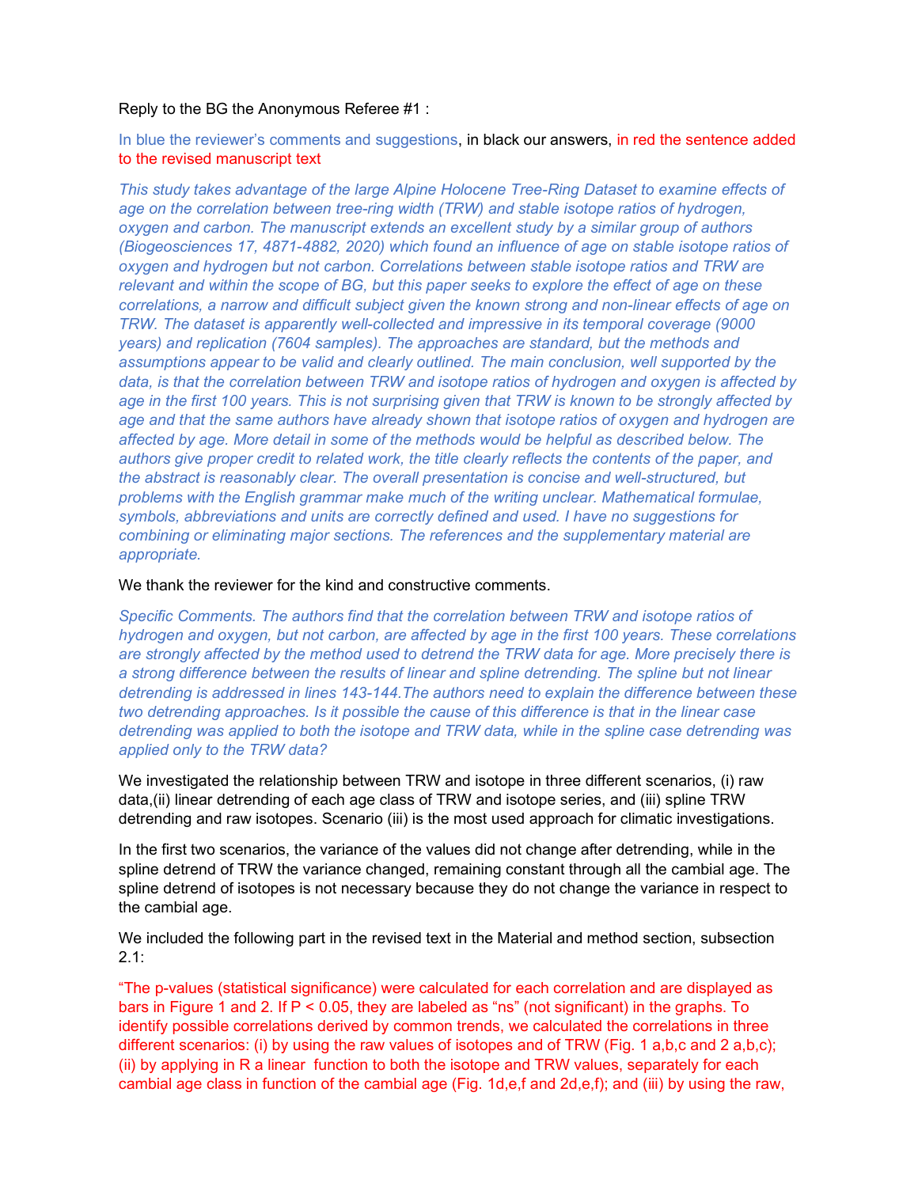Reply to the BG the Anonymous Referee #1 :

In blue the reviewer's comments and suggestions, in black our answers, in red the sentence added to the revised manuscript text

*This study takes advantage of the large Alpine Holocene Tree-Ring Dataset to examine effects of age on the correlation between tree-ring width (TRW) and stable isotope ratios of hydrogen, oxygen and carbon. The manuscript extends an excellent study by a similar group of authors (Biogeosciences 17, 4871-4882, 2020) which found an influence of age on stable isotope ratios of oxygen and hydrogen but not carbon. Correlations between stable isotope ratios and TRW are relevant and within the scope of BG, but this paper seeks to explore the effect of age on these correlations, a narrow and difficult subject given the known strong and non-linear effects of age on TRW. The dataset is apparently well-collected and impressive in its temporal coverage (9000 years) and replication (7604 samples). The approaches are standard, but the methods and assumptions appear to be valid and clearly outlined. The main conclusion, well supported by the data, is that the correlation between TRW and isotope ratios of hydrogen and oxygen is affected by age in the first 100 years. This is not surprising given that TRW is known to be strongly affected by age and that the same authors have already shown that isotope ratios of oxygen and hydrogen are affected by age. More detail in some of the methods would be helpful as described below. The authors give proper credit to related work, the title clearly reflects the contents of the paper, and the abstract is reasonably clear. The overall presentation is concise and well-structured, but problems with the English grammar make much of the writing unclear. Mathematical formulae, symbols, abbreviations and units are correctly defined and used. I have no suggestions for combining or eliminating major sections. The references and the supplementary material are appropriate.*

We thank the reviewer for the kind and constructive comments.

*Specific Comments. The authors find that the correlation between TRW and isotope ratios of hydrogen and oxygen, but not carbon, are affected by age in the first 100 years. These correlations are strongly affected by the method used to detrend the TRW data for age. More precisely there is a strong difference between the results of linear and spline detrending. The spline but not linear detrending is addressed in lines 143-144.The authors need to explain the difference between these two detrending approaches. Is it possible the cause of this difference is that in the linear case detrending was applied to both the isotope and TRW data, while in the spline case detrending was applied only to the TRW data?*

We investigated the relationship between TRW and isotope in three different scenarios, (i) raw data,(ii) linear detrending of each age class of TRW and isotope series, and (iii) spline TRW detrending and raw isotopes. Scenario (iii) is the most used approach for climatic investigations.

In the first two scenarios, the variance of the values did not change after detrending, while in the spline detrend of TRW the variance changed, remaining constant through all the cambial age. The spline detrend of isotopes is not necessary because they do not change the variance in respect to the cambial age.

We included the following part in the revised text in the Material and method section, subsection 2.1:

"The p-values (statistical significance) were calculated for each correlation and are displayed as bars in Figure 1 and 2. If $P < 0.05$, they are labeled as "ns" (not significant) in the graphs. To identify possible correlations derived by common trends, we calculated the correlations in three different scenarios: (i) by using the raw values of isotopes and of TRW (Fig. 1 a,b,c and 2 a,b,c); (ii) by applying in R a linear function to both the isotope and TRW values, separately for each cambial age class in function of the cambial age (Fig. 1d,e,f and 2d,e,f); and (iii) by using the raw,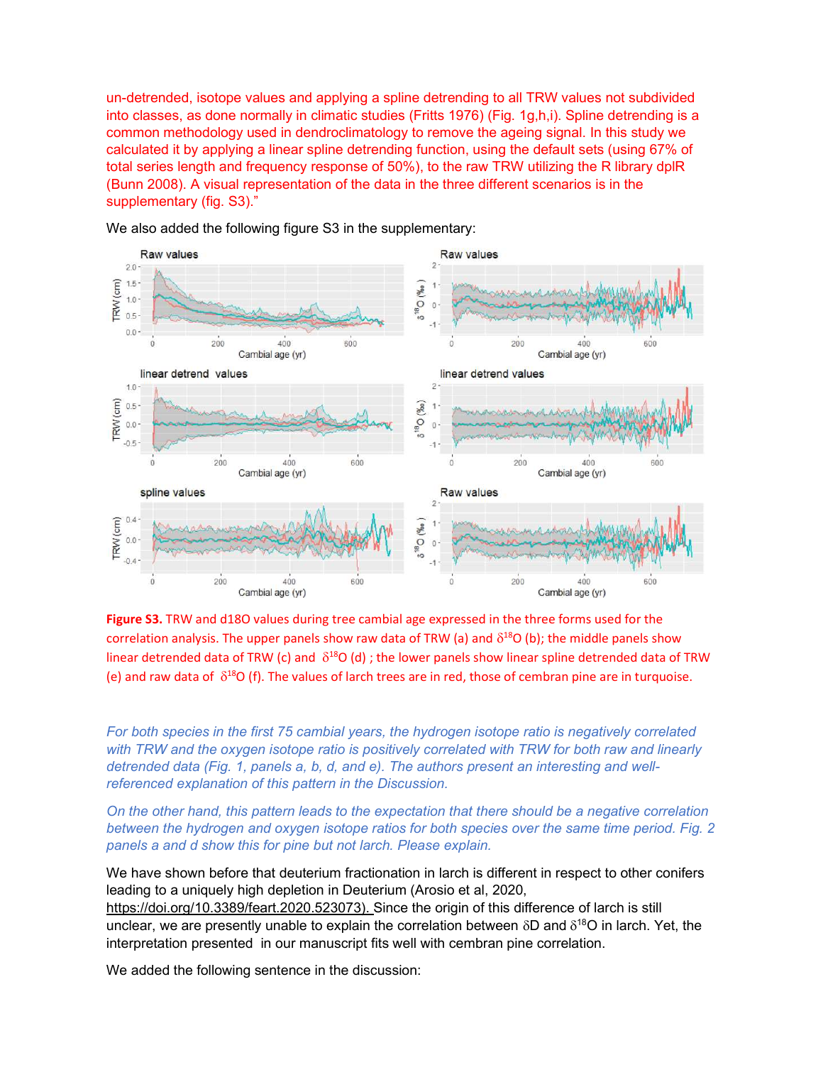un-detrended, isotope values and applying a spline detrending to all TRW values not subdivided into classes, as done normally in climatic studies (Fritts 1976) (Fig. 1g,h,i). Spline detrending is a common methodology used in dendroclimatology to remove the ageing signal. In this study we calculated it by applying a linear spline detrending function, using the default sets (using 67% of total series length and frequency response of 50%), to the raw TRW utilizing the R library dplR (Bunn 2008). A visual representation of the data in the three different scenarios is in the supplementary (fig. S3)."

We also added the following figure S3 in the supplementary:

**Figure S3.** TRW and d18O values during tree cambial age expressed in the three forms used for the correlation analysis. The upper panels show raw data of TRW (a) and $\delta^{18}$O (b); the middle panels show linear detrended data of TRW (c) and $\delta^{18}$O (d) ; the lower panels show linear spline detrended data of TRW (e) and raw data of $\delta^{18}$O (f). The values of larch trees are in red, those of cembran pine are in turquoise.

*For both species in the first 75 cambial years, the hydrogen isotope ratio is negatively correlated with TRW and the oxygen isotope ratio is positively correlated with TRW for both raw and linearly detrended data (Fig. 1, panels a, b, d, and e). The authors present an interesting and well-referenced explanation of this pattern in the Discussion.*

*On the other hand, this pattern leads to the expectation that there should be a negative correlation between the hydrogen and oxygen isotope ratios for both species over the same time period. Fig. 2 panels a and d show this for pine but not larch. Please explain.*

We have shown before that deuterium fractionation in larch is different in respect to other conifers leading to a uniquely high depletion in Deuterium (Arosio et al, 2020, https://doi.org/10.3389/feart.2020.523073). Since the origin of this difference of larch is still unclear, we are presently unable to explain the correlation between $\delta$D and $\delta^{18}$O in larch. Yet, the interpretation presented in our manuscript fits well with cembran pine correlation.

We added the following sentence in the discussion: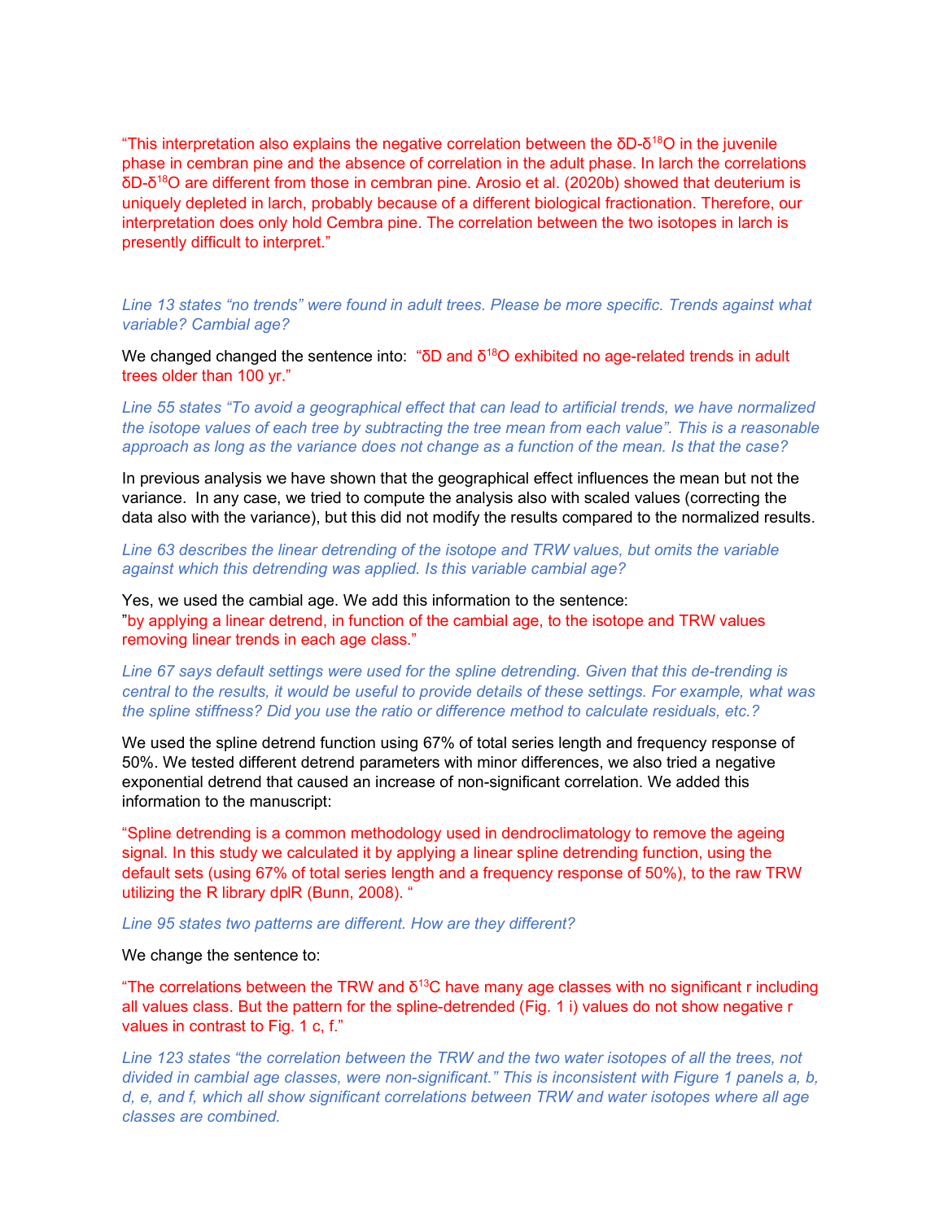"This interpretation also explains the negative correlation between the δD-$\delta^{18}O$ in the juvenile phase in cembran pine and the absence of correlation in the adult phase. In larch the correlations δD-$\delta^{18}O$ are different from those in cembran pine. Arosio et al. (2020b) showed that deuterium is uniquely depleted in larch, probably because of a different biological fractionation. Therefore, our interpretation does only hold Cembra pine. The correlation between the two isotopes in larch is presently difficult to interpret."

*Line 13 states "no trends" were found in adult trees. Please be more specific. Trends against what variable? Cambial age?*

We changed changed the sentence into: "δD and $\delta^{18}O$ exhibited no age-related trends in adult trees older than 100 yr."

*Line 55 states "To avoid a geographical effect that can lead to artificial trends, we have normalized the isotope values of each tree by subtracting the tree mean from each value". This is a reasonable approach as long as the variance does not change as a function of the mean. Is that the case?*

In previous analysis we have shown that the geographical effect influences the mean but not the variance. In any case, we tried to compute the analysis also with scaled values (correcting the data also with the variance), but this did not modify the results compared to the normalized results.

*Line 63 describes the linear detrending of the isotope and TRW values, but omits the variable against which this detrending was applied. Is this variable cambial age?*

Yes, we used the cambial age. We add this information to the sentence:
"by applying a linear detrend, in function of the cambial age, to the isotope and TRW values removing linear trends in each age class."

*Line 67 says default settings were used for the spline detrending. Given that this de-trending is central to the results, it would be useful to provide details of these settings. For example, what was the spline stiffness? Did you use the ratio or difference method to calculate residuals, etc.?*

We used the spline detrend function using 67% of total series length and frequency response of 50%. We tested different detrend parameters with minor differences, we also tried a negative exponential detrend that caused an increase of non-significant correlation. We added this information to the manuscript:

"Spline detrending is a common methodology used in dendroclimatology to remove the ageing signal. In this study we calculated it by applying a linear spline detrending function, using the default sets (using 67% of total series length and a frequency response of 50%), to the raw TRW utilizing the R library dplR (Bunn, 2008). "

*Line 95 states two patterns are different. How are they different?*

We change the sentence to:

"The correlations between the TRW and $\delta^{13}C$ have many age classes with no significant r including all values class. But the pattern for the spline-detrended (Fig. 1 i) values do not show negative r values in contrast to Fig. 1 c, f."

*Line 123 states "the correlation between the TRW and the two water isotopes of all the trees, not divided in cambial age classes, were non-significant." This is inconsistent with Figure 1 panels a, b, d, e, and f, which all show significant correlations between TRW and water isotopes where all age classes are combined.*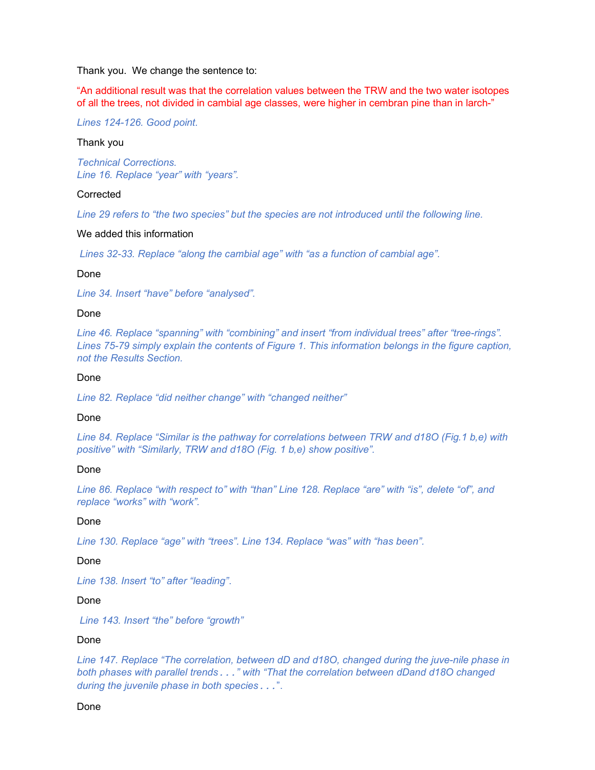Thank you. We change the sentence to:

"An additional result was that the correlation values between the TRW and the two water isotopes of all the trees, not divided in cambial age classes, were higher in cembran pine than in larch-"

*Lines 124-126. Good point.*

Thank you

*Technical Corrections.*
*Line 16. Replace "year" with "years".*

Corrected

*Line 29 refers to "the two species" but the species are not introduced until the following line.*

We added this information

*Lines 32-33. Replace "along the cambial age" with "as a function of cambial age".*

Done

*Line 34. Insert "have" before "analysed".*

Done

*Line 46. Replace "spanning" with "combining" and insert "from individual trees" after "tree-rings". Lines 75-79 simply explain the contents of Figure 1. This information belongs in the figure caption, not the Results Section.*

Done

*Line 82. Replace "did neither change" with "changed neither"*

Done

*Line 84. Replace "Similar is the pathway for correlations between TRW and d18O (Fig.1 b,e) with positive" with "Similarly, TRW and d18O (Fig. 1 b,e) show positive".*

Done

*Line 86. Replace "with respect to" with "than" Line 128. Replace "are" with "is", delete "of", and replace "works" with "work".*

Done

*Line 130. Replace "age" with "trees". Line 134. Replace "was" with "has been".*

Done

*Line 138. Insert "to" after "leading".*

Done

*Line 143. Insert "the" before "growth"*

Done

*Line 147. Replace "The correlation, between dD and d18O, changed during the juve-nile phase in both phases with parallel trends . . ." with "That the correlation between dDand d18O changed during the juvenile phase in both species . . .".*

Done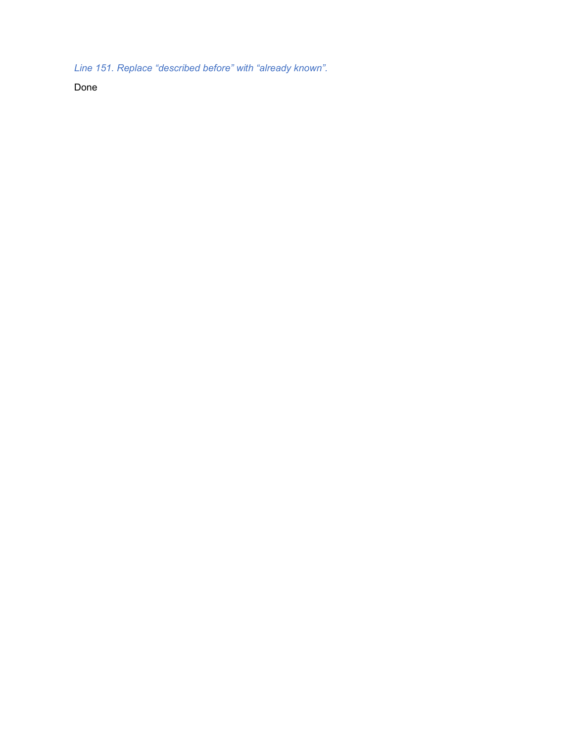*Line 151. Replace “described before” with “already known”.*

Done